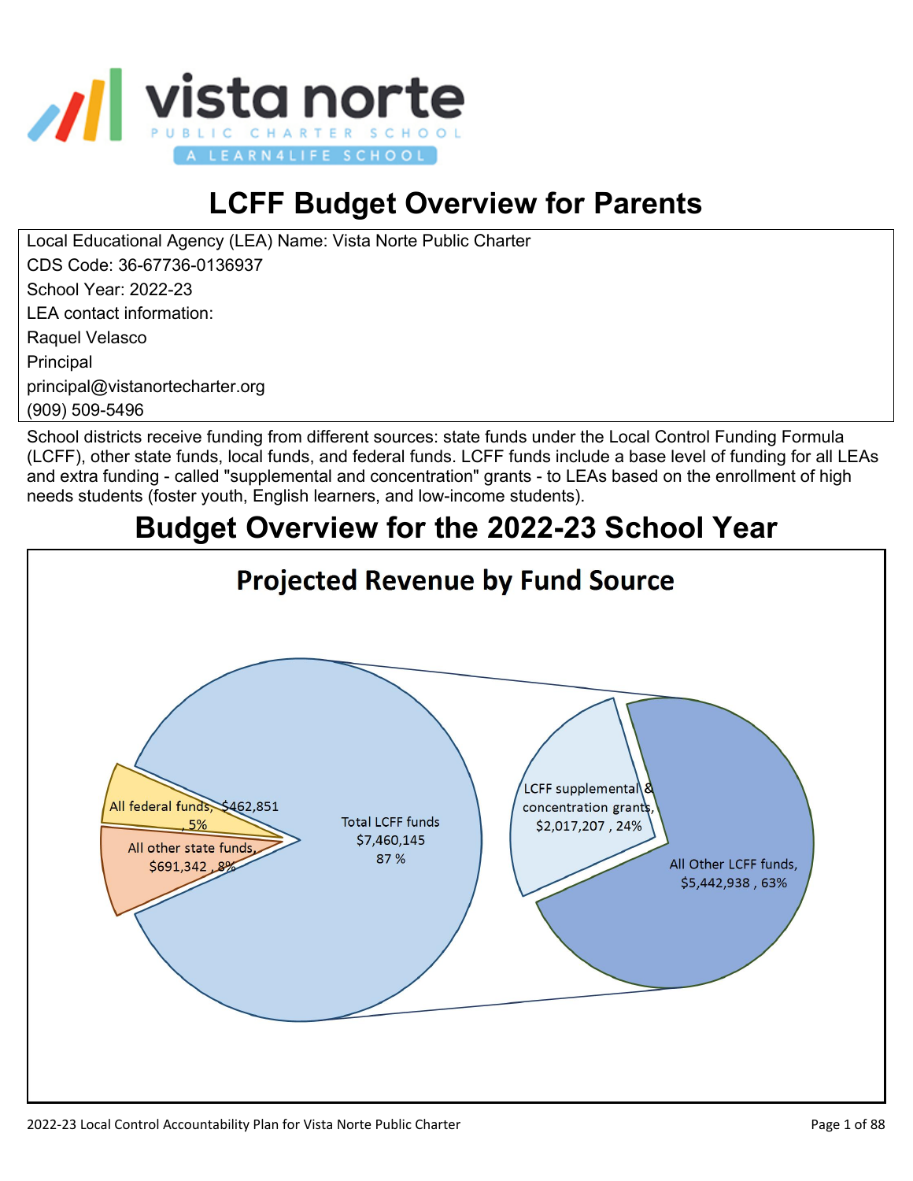# LCFF Budget Overview for Parents

Local Educational Agency (LEA) Name: Vista Norte Public Charter
CDS Code: 36-67736-0136937
School Year: 2022-23
LEA contact information:
Raquel Velasco
Principal
principal@vistanortecharter.org
(909) 509-5496

School districts receive funding from different sources: state funds under the Local Control Funding Formula (LCFF), other state funds, local funds, and federal funds. LCFF funds include a base level of funding for all LEAs and extra funding - called "supplemental and concentration" grants - to LEAs based on the enrollment of high needs students (foster youth, English learners, and low-income students).

## Budget Overview for the 2022-23 School Year

### Projected Revenue by Fund Source

All federal funds, $462,851, 5%

All other state funds, $691,342, 8%

Total LCFF funds $7,460,145 87 %

LCFF supplemental & concentration grants, $2,017,207, 24%

All Other LCFF funds, $5,442,938, 63%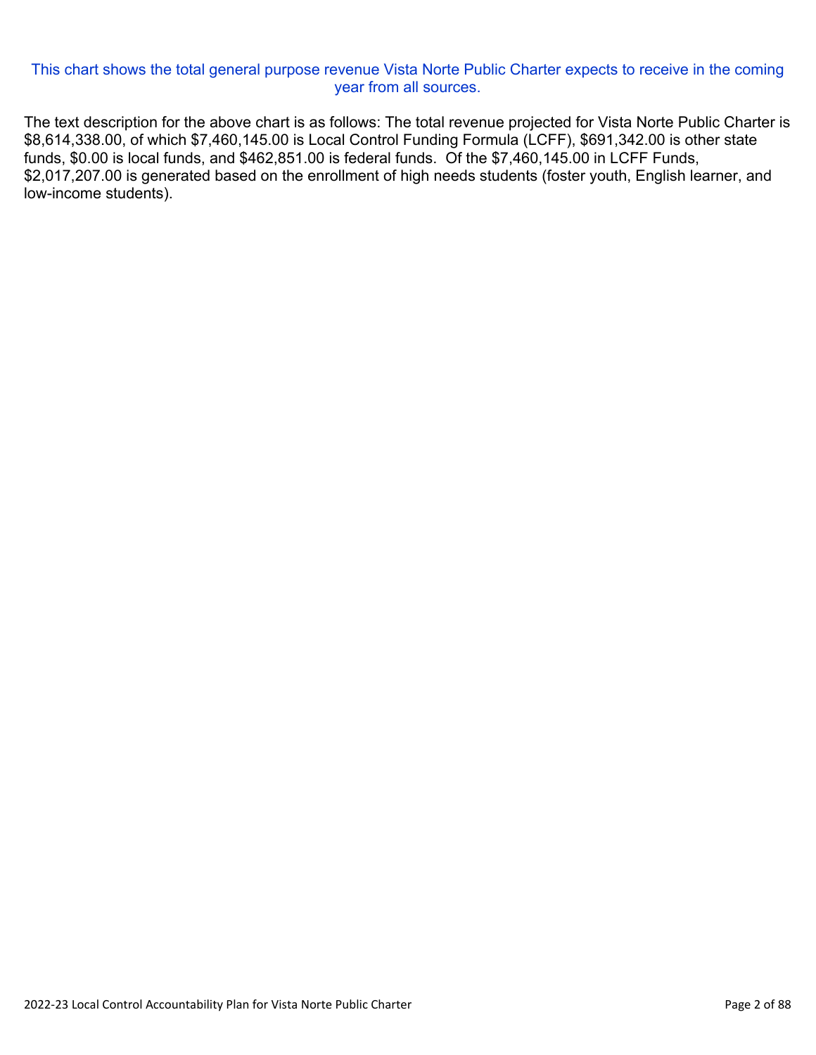This chart shows the total general purpose revenue Vista Norte Public Charter expects to receive in the coming year from all sources.

The text description for the above chart is as follows: The total revenue projected for Vista Norte Public Charter is $8,614,338.00, of which $7,460,145.00 is Local Control Funding Formula (LCFF), $691,342.00 is other state funds, $0.00 is local funds, and $462,851.00 is federal funds. Of the $7,460,145.00 in LCFF Funds, $2,017,207.00 is generated based on the enrollment of high needs students (foster youth, English learner, and low-income students).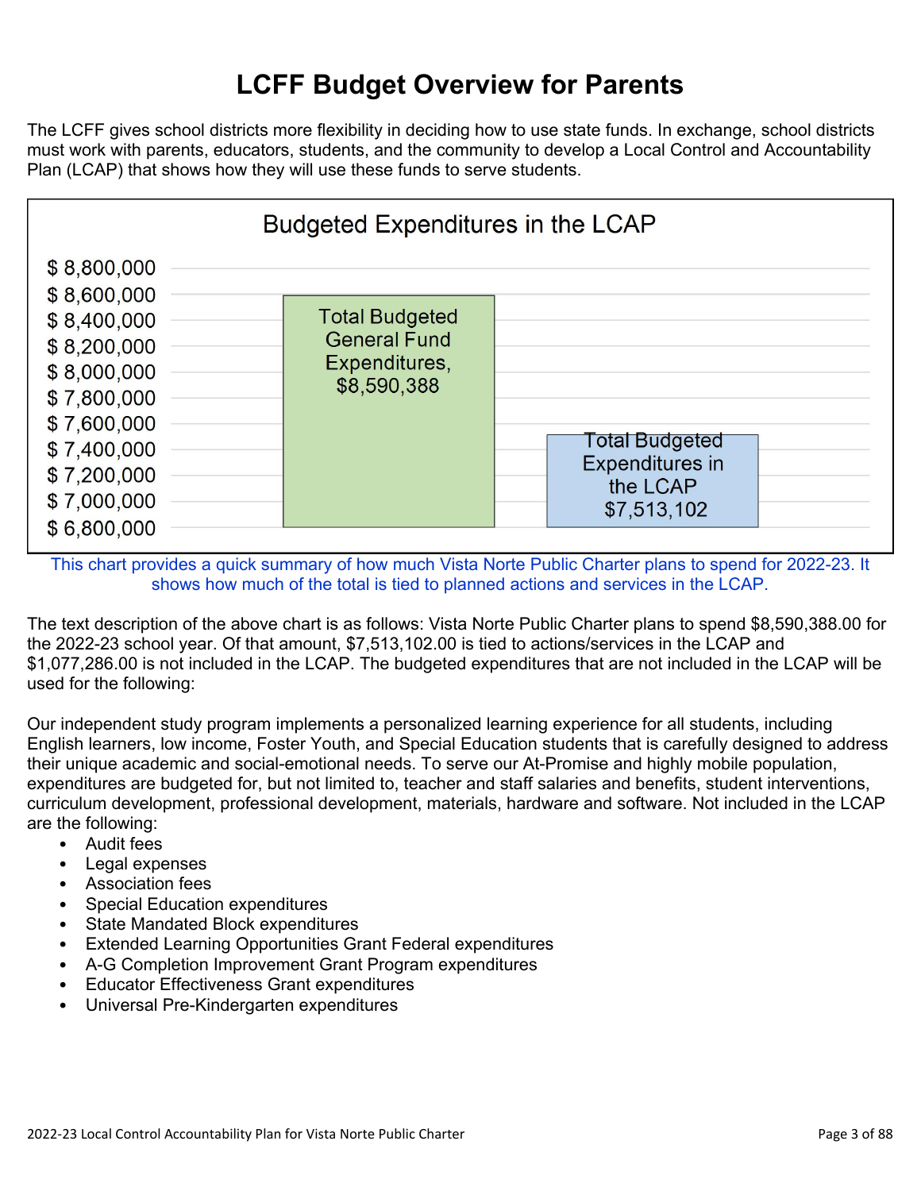# LCFF Budget Overview for Parents

The LCFF gives school districts more flexibility in deciding how to use state funds. In exchange, school districts must work with parents, educators, students, and the community to develop a Local Control and Accountability Plan (LCAP) that shows how they will use these funds to serve students.

**Budgeted Expenditures in the LCAP**

| Category | Amount |
| --- | --- |
| Total Budgeted General Fund Expenditures | $8,590,388 |
| Total Budgeted Expenditures in the LCAP | $7,513,102 |

This chart provides a quick summary of how much Vista Norte Public Charter plans to spend for 2022-23. It shows how much of the total is tied to planned actions and services in the LCAP.

The text description of the above chart is as follows: Vista Norte Public Charter plans to spend $8,590,388.00 for the 2022-23 school year. Of that amount, $7,513,102.00 is tied to actions/services in the LCAP and $1,077,286.00 is not included in the LCAP. The budgeted expenditures that are not included in the LCAP will be used for the following:

Our independent study program implements a personalized learning experience for all students, including English learners, low income, Foster Youth, and Special Education students that is carefully designed to address their unique academic and social-emotional needs. To serve our At-Promise and highly mobile population, expenditures are budgeted for, but not limited to, teacher and staff salaries and benefits, student interventions, curriculum development, professional development, materials, hardware and software. Not included in the LCAP are the following:

- Audit fees
- Legal expenses
- Association fees
- Special Education expenditures
- State Mandated Block expenditures
- Extended Learning Opportunities Grant Federal expenditures
- A-G Completion Improvement Grant Program expenditures
- Educator Effectiveness Grant expenditures
- Universal Pre-Kindergarten expenditures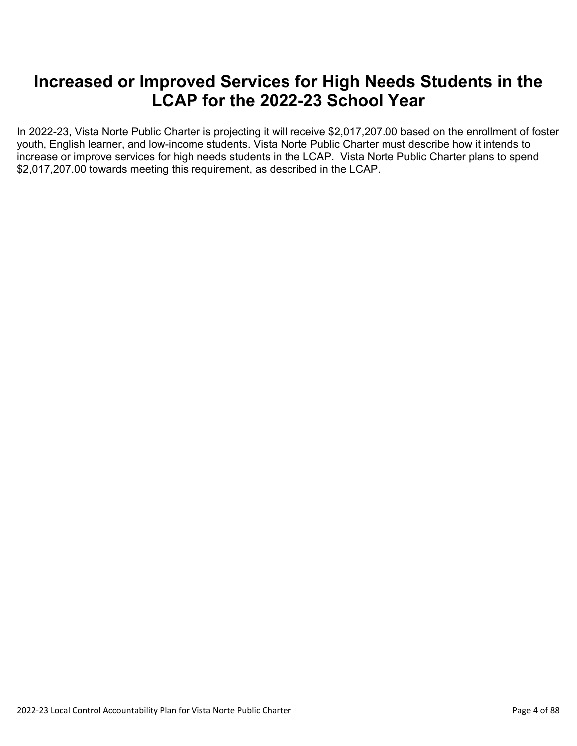# Increased or Improved Services for High Needs Students in the LCAP for the 2022-23 School Year

In 2022-23, Vista Norte Public Charter is projecting it will receive $2,017,207.00 based on the enrollment of foster youth, English learner, and low-income students. Vista Norte Public Charter must describe how it intends to increase or improve services for high needs students in the LCAP. Vista Norte Public Charter plans to spend $2,017,207.00 towards meeting this requirement, as described in the LCAP.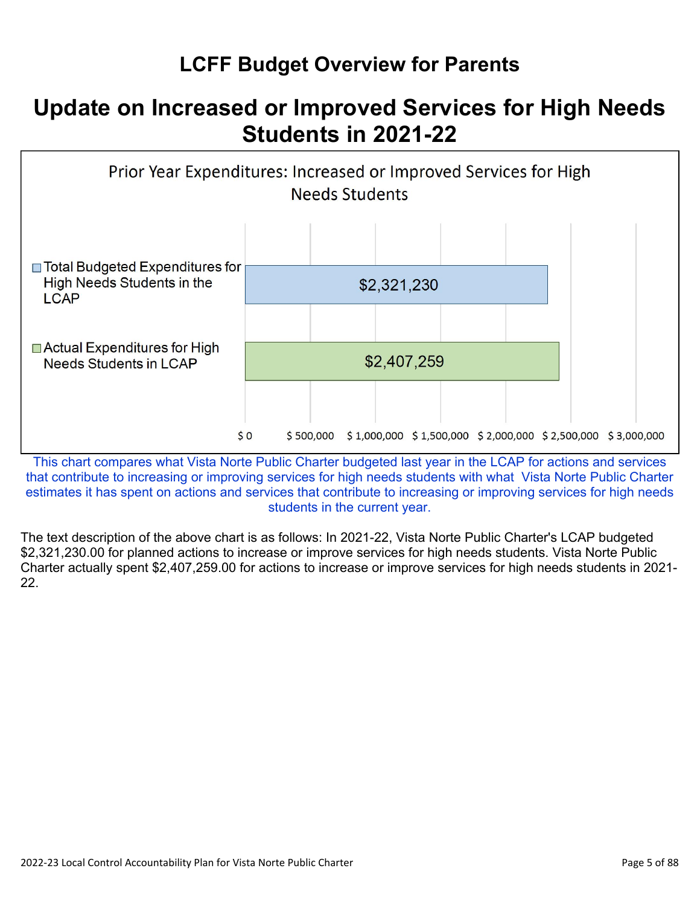# LCFF Budget Overview for Parents

## Update on Increased or Improved Services for High Needs Students in 2021-22

Prior Year Expenditures: Increased or Improved Services for High Needs Students

Total Budgeted Expenditures for High Needs Students in the LCAP

$2,321,230

Actual Expenditures for High Needs Students in LCAP

$2,407,259

$ 0
$ 500,000
$ 1,000,000
$ 1,500,000
$ 2,000,000
$ 2,500,000
$ 3,000,000

This chart compares what Vista Norte Public Charter budgeted last year in the LCAP for actions and services that contribute to increasing or improving services for high needs students with what Vista Norte Public Charter estimates it has spent on actions and services that contribute to increasing or improving services for high needs students in the current year.

The text description of the above chart is as follows: In 2021-22, Vista Norte Public Charter's LCAP budgeted $2,321,230.00 for planned actions to increase or improve services for high needs students. Vista Norte Public Charter actually spent $2,407,259.00 for actions to increase or improve services for high needs students in 2021-22.